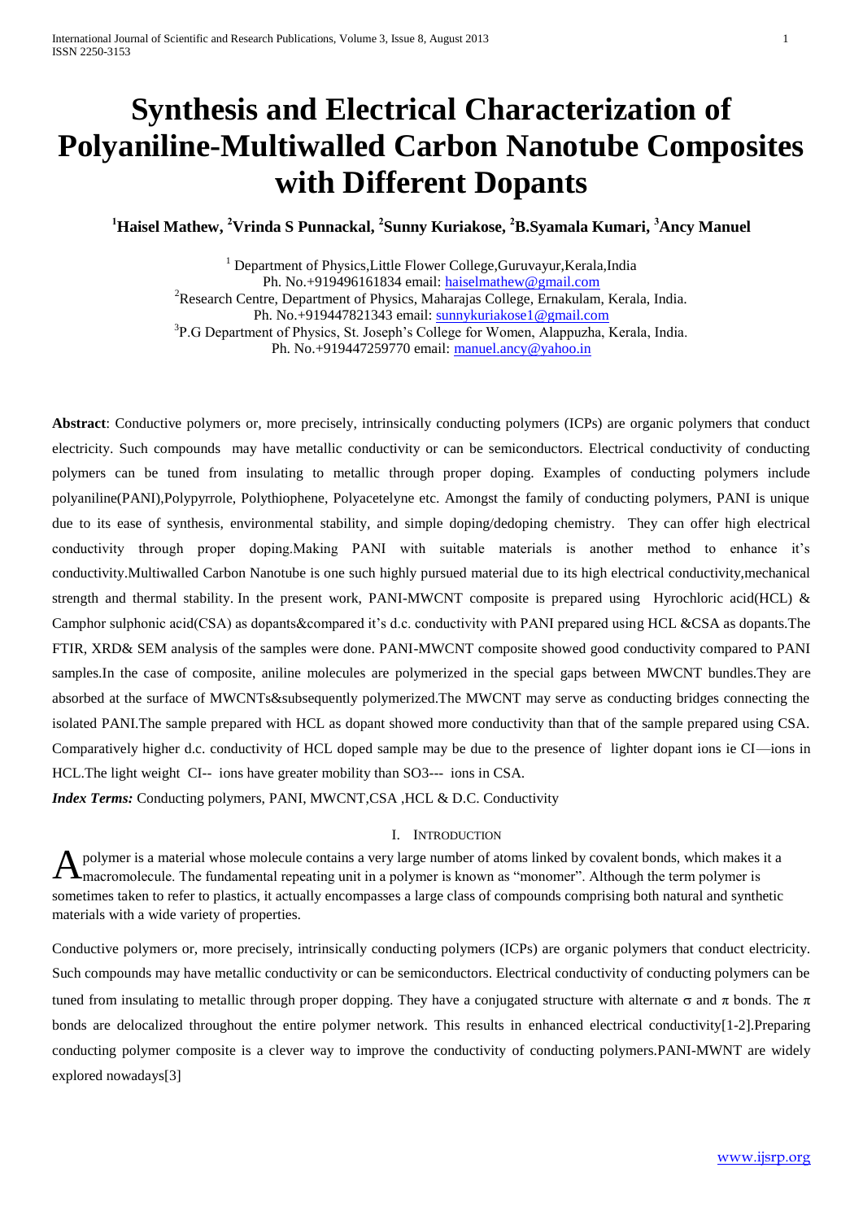# Synthesis and Electrical Characterization of Polyaniline-Multiwalled Carbon Nanotube Composites with Different Dopants

**[1]Haisel Mathew, [2]Vrinda S Punnackal, [2]Sunny Kuriakose, [2]B.Syamala Kumari, [3]Ancy Manuel**

[1] Department of Physics,Little Flower College,Guruvayur,Kerala,India
Ph. No.+919496161834 email: haiselmathew@gmail.com
[2]Research Centre, Department of Physics, Maharajas College, Ernakulam, Kerala, India.
Ph. No.+919447821343 email: sunnykuriakose1@gmail.com
[3]P.G Department of Physics, St. Joseph's College for Women, Alappuzha, Kerala, India.
Ph. No.+919447259770 email: manuel.ancy@yahoo.in

**Abstract**: Conductive polymers or, more precisely, intrinsically conducting polymers (ICPs) are organic polymers that conduct electricity. Such compounds may have metallic conductivity or can be semiconductors. Electrical conductivity of conducting polymers can be tuned from insulating to metallic through proper doping. Examples of conducting polymers include polyaniline(PANI),Polypyrrole, Polythiophene, Polyacetelyne etc. Amongst the family of conducting polymers, PANI is unique due to its ease of synthesis, environmental stability, and simple doping/dedoping chemistry. They can offer high electrical conductivity through proper doping.Making PANI with suitable materials is another method to enhance it's conductivity.Multiwalled Carbon Nanotube is one such highly pursued material due to its high electrical conductivity,mechanical strength and thermal stability. In the present work, PANI-MWCNT composite is prepared using Hyrochloric acid(HCL) & Camphor sulphonic acid(CSA) as dopants&compared it's d.c. conductivity with PANI prepared using HCL &CSA as dopants.The FTIR, XRD& SEM analysis of the samples were done. PANI-MWCNT composite showed good conductivity compared to PANI samples.In the case of composite, aniline molecules are polymerized in the special gaps between MWCNT bundles.They are absorbed at the surface of MWCNTs&subsequently polymerized.The MWCNT may serve as conducting bridges connecting the isolated PANI.The sample prepared with HCL as dopant showed more conductivity than that of the sample prepared using CSA. Comparatively higher d.c. conductivity of HCL doped sample may be due to the presence of lighter dopant ions ie CI—ions in HCL.The light weight CI-- ions have greater mobility than SO3--- ions in CSA.

***Index Terms:*** Conducting polymers, PANI, MWCNT,CSA ,HCL & D.C. Conductivity

## I. INTRODUCTION

A polymer is a material whose molecule contains a very large number of atoms linked by covalent bonds, which makes it a macromolecule. The fundamental repeating unit in a polymer is known as "monomer". Although the term polymer is sometimes taken to refer to plastics, it actually encompasses a large class of compounds comprising both natural and synthetic materials with a wide variety of properties.

Conductive polymers or, more precisely, intrinsically conducting polymers (ICPs) are organic polymers that conduct electricity. Such compounds may have metallic conductivity or can be semiconductors. Electrical conductivity of conducting polymers can be tuned from insulating to metallic through proper dopping. They have a conjugated structure with alternate $\sigma$ and $\pi$ bonds. The $\pi$ bonds are delocalized throughout the entire polymer network. This results in enhanced electrical conductivity[1-2].Preparing conducting polymer composite is a clever way to improve the conductivity of conducting polymers.PANI-MWNT are widely explored nowadays[3]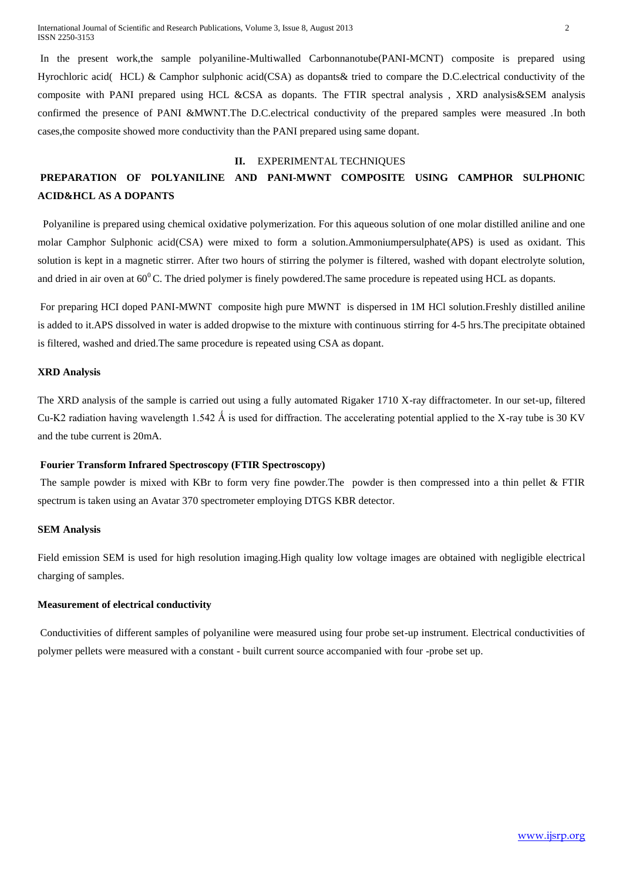In the present work,the sample polyaniline-Multiwalled Carbonnanotube(PANI-MCNT) composite is prepared using Hyrochloric acid( HCL) & Camphor sulphonic acid(CSA) as dopants& tried to compare the D.C.electrical conductivity of the composite with PANI prepared using HCL &CSA as dopants. The FTIR spectral analysis , XRD analysis&SEM analysis confirmed the presence of PANI &MWNT.The D.C.electrical conductivity of the prepared samples were measured .In both cases,the composite showed more conductivity than the PANI prepared using same dopant.

## II. EXPERIMENTAL TECHNIQUES

### PREPARATION OF POLYANILINE AND PANI-MWNT COMPOSITE USING CAMPHOR SULPHONIC ACID&HCL AS A DOPANTS

Polyaniline is prepared using chemical oxidative polymerization. For this aqueous solution of one molar distilled aniline and one molar Camphor Sulphonic acid(CSA) were mixed to form a solution.Ammoniumpersulphate(APS) is used as oxidant. This solution is kept in a magnetic stirrer. After two hours of stirring the polymer is filtered, washed with dopant electrolyte solution, and dried in air oven at $60^0$ C. The dried polymer is finely powdered.The same procedure is repeated using HCL as dopants.

For preparing HCI doped PANI-MWNT composite high pure MWNT is dispersed in 1M HCl solution.Freshly distilled aniline is added to it.APS dissolved in water is added dropwise to the mixture with continuous stirring for 4-5 hrs.The precipitate obtained is filtered, washed and dried.The same procedure is repeated using CSA as dopant.

### XRD Analysis

The XRD analysis of the sample is carried out using a fully automated Rigaker 1710 X-ray diffractometer. In our set-up, filtered Cu-K2 radiation having wavelength 1.542 Ǻ is used for diffraction. The accelerating potential applied to the X-ray tube is 30 KV and the tube current is 20mA.

### Fourier Transform Infrared Spectroscopy (FTIR Spectroscopy)

The sample powder is mixed with KBr to form very fine powder.The powder is then compressed into a thin pellet & FTIR spectrum is taken using an Avatar 370 spectrometer employing DTGS KBR detector.

### SEM Analysis

Field emission SEM is used for high resolution imaging.High quality low voltage images are obtained with negligible electrical charging of samples.

### Measurement of electrical conductivity

Conductivities of different samples of polyaniline were measured using four probe set-up instrument. Electrical conductivities of polymer pellets were measured with a constant - built current source accompanied with four -probe set up.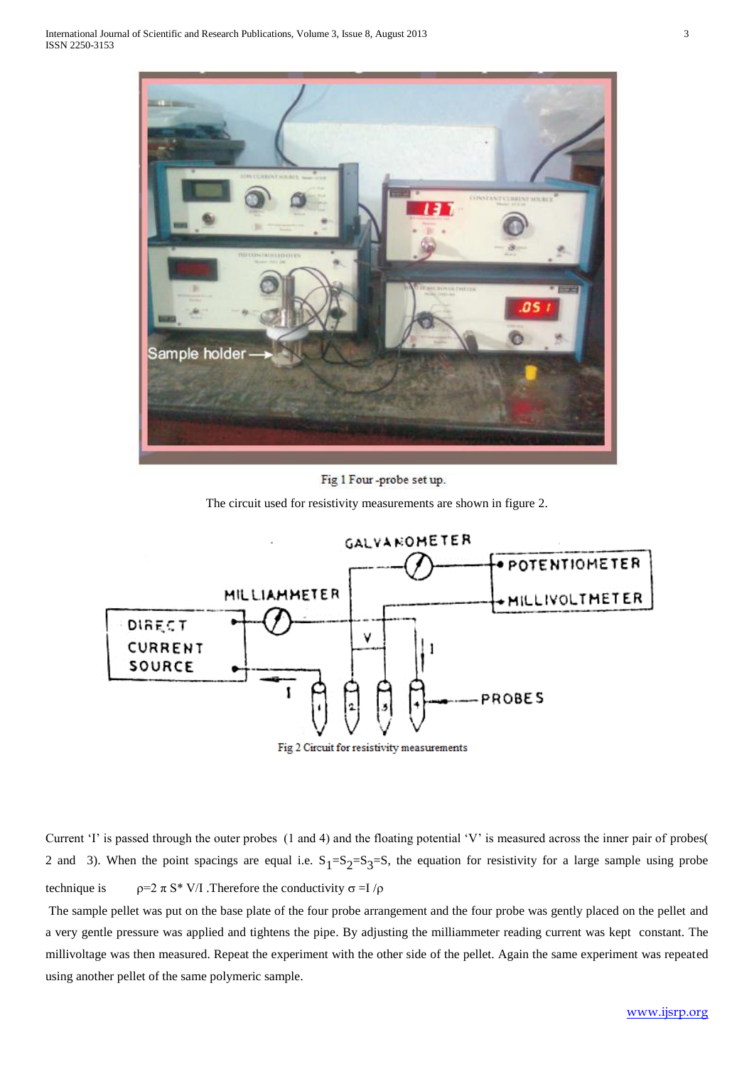Fig 1 Four -probe set up.

The circuit used for resistivity measurements are shown in figure 2.

Fig 2 Circuit for resistivity measurements

Current 'I' is passed through the outer probes (1 and 4) and the floating potential 'V' is measured across the inner pair of probes( 2 and 3). When the point spacings are equal i.e. $S_1=S_2=S_3=S$, the equation for resistivity for a large sample using probe technique is $\rho=2\pi S^* V/I$ .Therefore the conductivity $\sigma = I/\rho$

The sample pellet was put on the base plate of the four probe arrangement and the four probe was gently placed on the pellet and a very gentle pressure was applied and tightens the pipe. By adjusting the milliammeter reading current was kept constant. The millivoltage was then measured. Repeat the experiment with the other side of the pellet. Again the same experiment was repeated using another pellet of the same polymeric sample.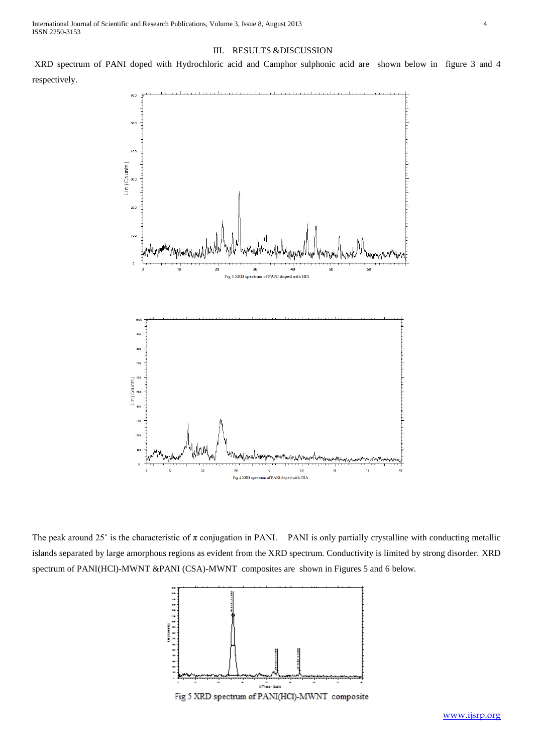## III. RESULTS &DISCUSSION

XRD spectrum of PANI doped with Hydrochloric acid and Camphor sulphonic acid are shown below in figure 3 and 4 respectively.

Fig 3 XRD spectrum of PANI doped with HCl

Fig 4 XRD spectrum of PANI doped with CSA

The peak around 25˚ is the characteristic of π conjugation in PANI. PANI is only partially crystalline with conducting metallic islands separated by large amorphous regions as evident from the XRD spectrum. Conductivity is limited by strong disorder. XRD spectrum of PANI(HCl)-MWNT &PANI (CSA)-MWNT composites are shown in Figures 5 and 6 below.

Fig 5 XRD spectrum of PANI(HCl)-MWNT composite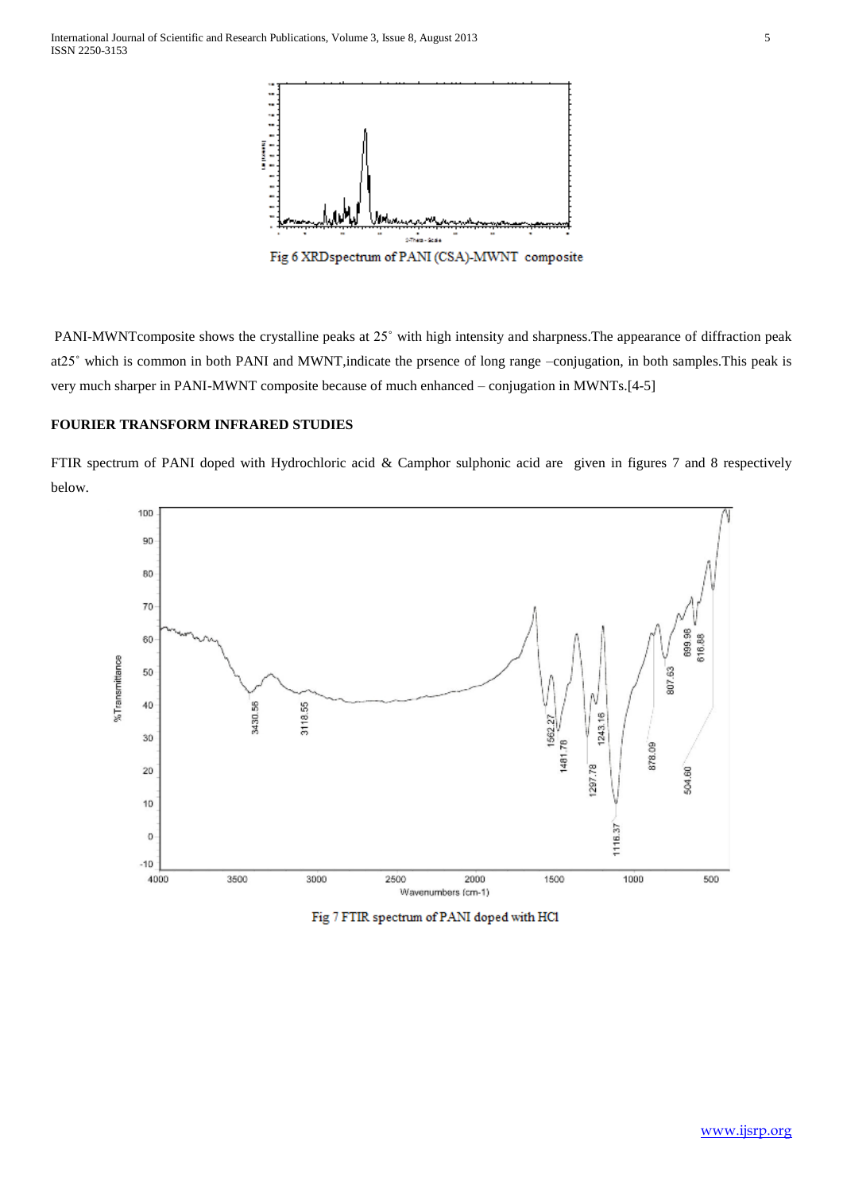Fig 6 XRDspectrum of PANI (CSA)-MWNT composite

PANI-MWNTcomposite shows the crystalline peaks at 25˚ with high intensity and sharpness.The appearance of diffraction peak at25˚ which is common in both PANI and MWNT,indicate the prsence of long range –conjugation, in both samples.This peak is very much sharper in PANI-MWNT composite because of much enhanced – conjugation in MWNTs.[4-5]

## FOURIER TRANSFORM INFRARED STUDIES

FTIR spectrum of PANI doped with Hydrochloric acid & Camphor sulphonic acid are given in figures 7 and 8 respectively below.

Fig 7 FTIR spectrum of PANI doped with HCl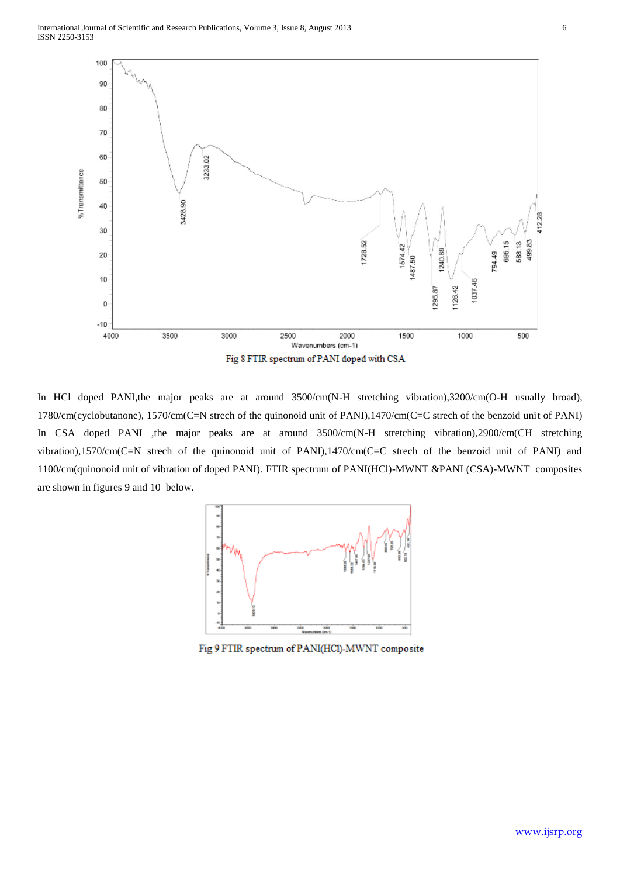Fig 8 FTIR spectrum of PANI doped with CSA

In HCl doped PANI,the major peaks are at around 3500/cm(N-H stretching vibration),3200/cm(O-H usually broad), 1780/cm(cyclobutanone), 1570/cm(C=N strech of the quinonoid unit of PANI),1470/cm(C=C strech of the benzoid unit of PANI) In CSA doped PANI ,the major peaks are at around 3500/cm(N-H stretching vibration),2900/cm(CH stretching vibration),1570/cm(C=N strech of the quinonoid unit of PANI),1470/cm(C=C strech of the benzoid unit of PANI) and 1100/cm(quinonoid unit of vibration of doped PANI). FTIR spectrum of PANI(HCl)-MWNT &PANI (CSA)-MWNT composites are shown in figures 9 and 10 below.

Fig 9 FTIR spectrum of PANI(HCl)-MWNT composite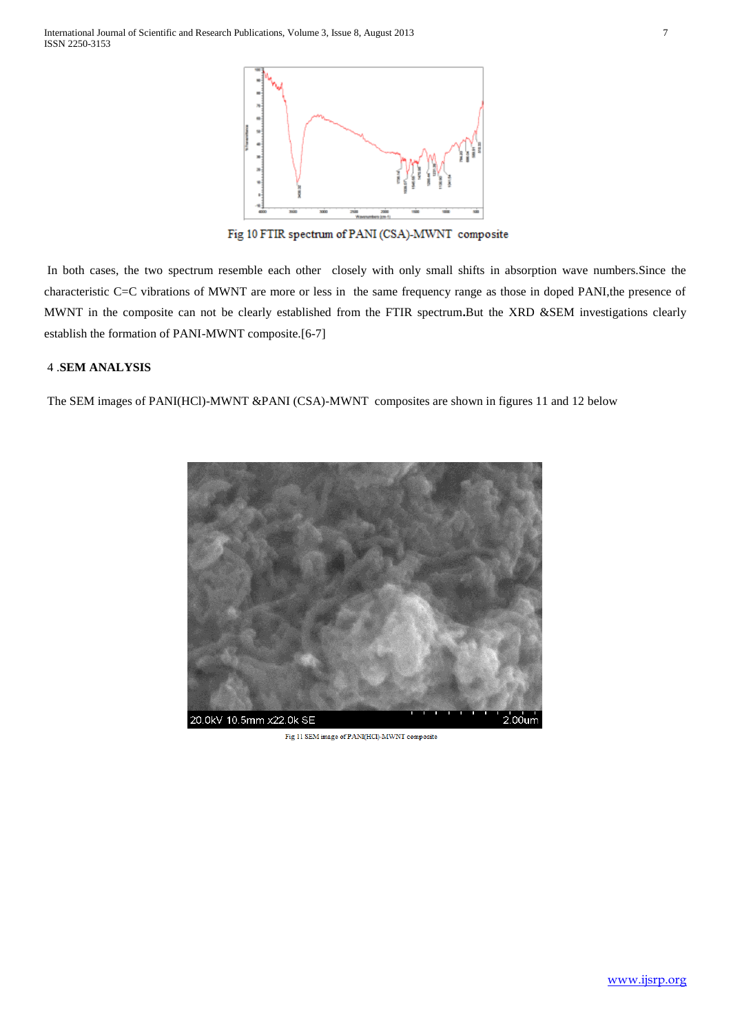Fig 10 FTIR spectrum of PANI (CSA)-MWNT composite

In both cases, the two spectrum resemble each other closely with only small shifts in absorption wave numbers.Since the characteristic C=C vibrations of MWNT are more or less in the same frequency range as those in doped PANI,the presence of MWNT in the composite can not be clearly established from the FTIR spectrum.But the XRD &SEM investigations clearly establish the formation of PANI-MWNT composite.[6-7]

## 4 .SEM ANALYSIS

The SEM images of PANI(HCl)-MWNT &PANI (CSA)-MWNT composites are shown in figures 11 and 12 below

Fig 11 SEM image of PANI(HCl)-MWNT composite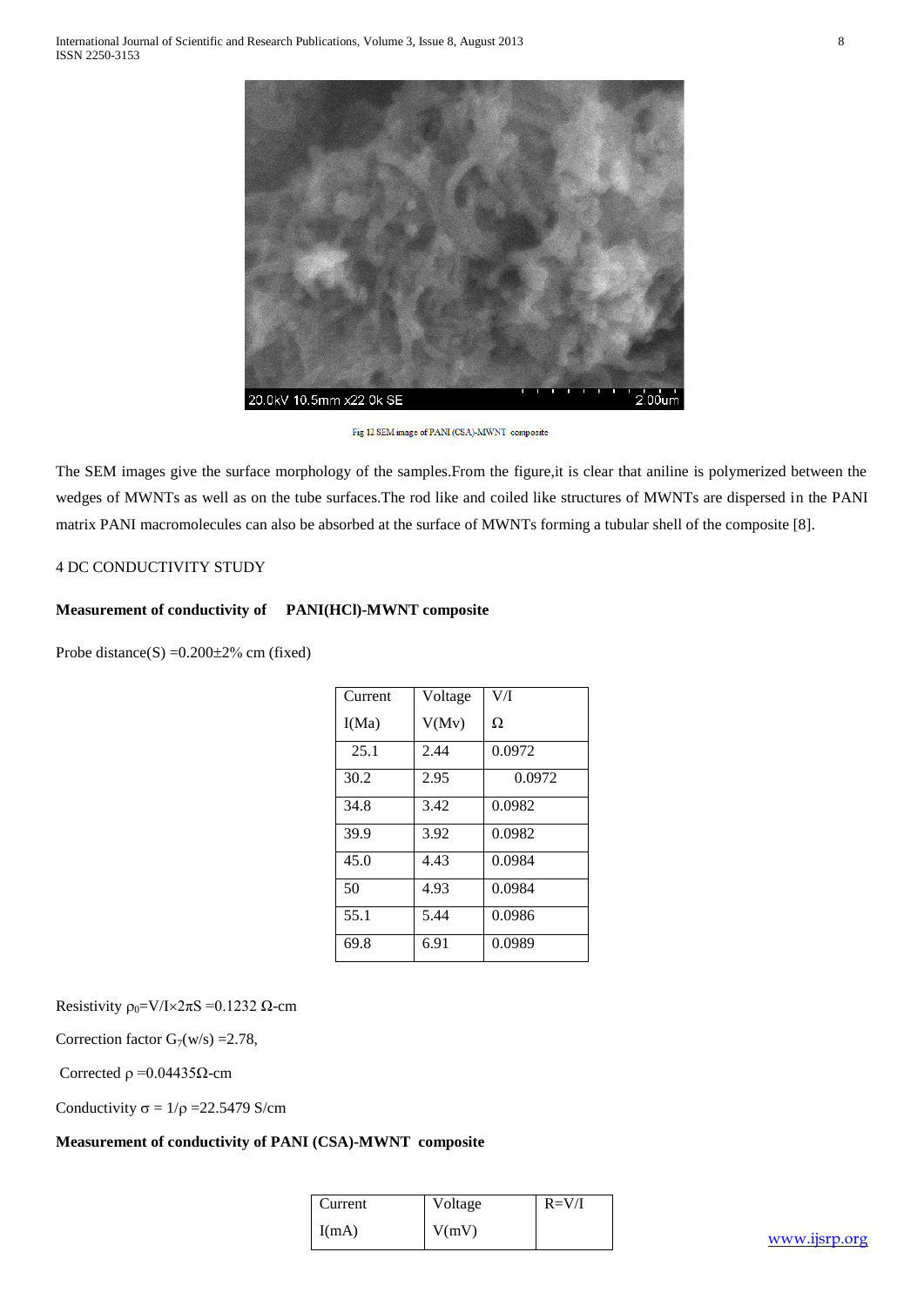Fig 12 SEM image of PANI (CSA)-MWNT composite

The SEM images give the surface morphology of the samples.From the figure,it is clear that aniline is polymerized between the wedges of MWNTs as well as on the tube surfaces.The rod like and coiled like structures of MWNTs are dispersed in the PANI matrix PANI macromolecules can also be absorbed at the surface of MWNTs forming a tubular shell of the composite [8].

## 4 DC CONDUCTIVITY STUDY

**Measurement of conductivity of PANI(HCl)-MWNT composite**

Probe distance(S) =0.200±2% cm (fixed)

| Current I(Ma) | Voltage V(Mv) | V/I Ω |
|---|---|---|
| 25.1 | 2.44 | 0.0972 |
| 30.2 | 2.95 | 0.0972 |
| 34.8 | 3.42 | 0.0982 |
| 39.9 | 3.92 | 0.0982 |
| 45.0 | 4.43 | 0.0984 |
| 50 | 4.93 | 0.0984 |
| 55.1 | 5.44 | 0.0986 |
| 69.8 | 6.91 | 0.0989 |

Resistivity $\rho_0$=V/I×2πS =0.1232 Ω-cm

Correction factor $G_7$(w/s) =2.78,

Corrected ρ =0.04435Ω-cm

Conductivity σ = 1/ρ =22.5479 S/cm

**Measurement of conductivity of PANI (CSA)-MWNT composite**

| Current I(mA) | Voltage V(mV) | R=V/I |
|---|---|---|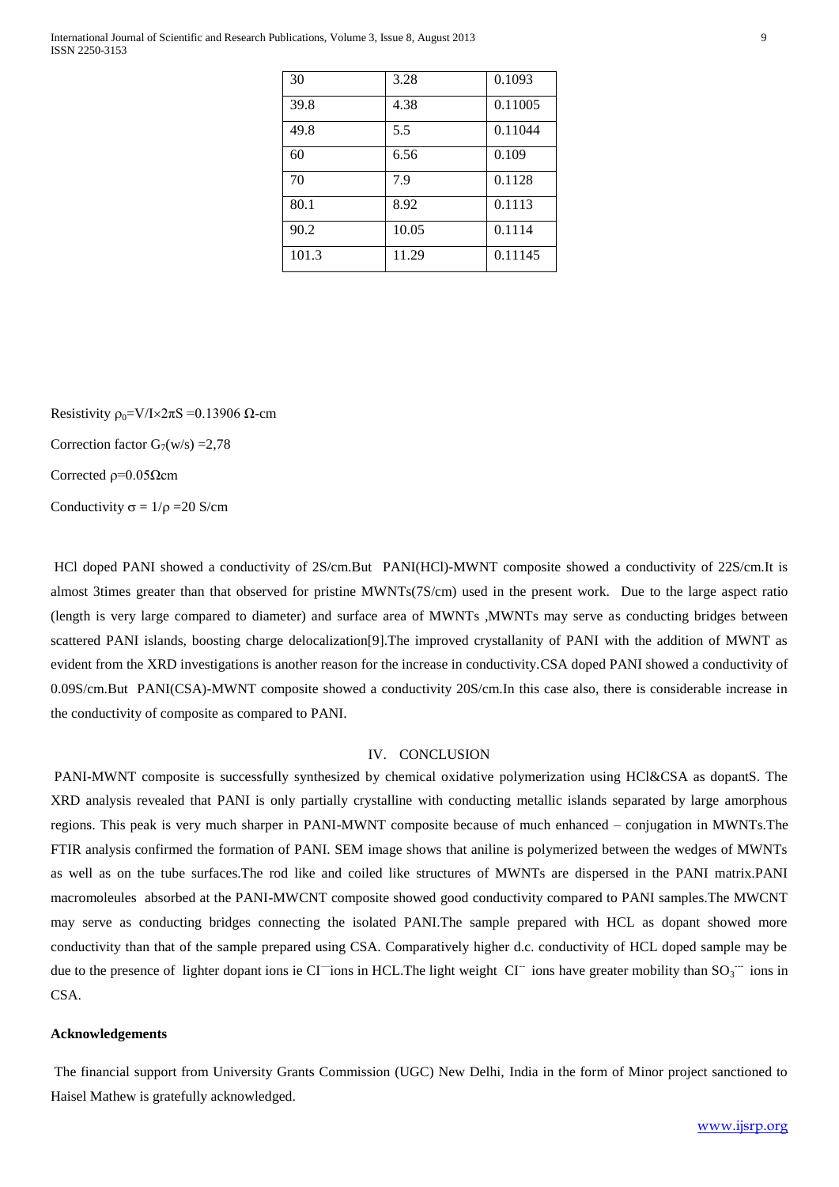| 30 | 3.28 | 0.1093 |
|---|---|---|
| 39.8 | 4.38 | 0.11005 |
| 49.8 | 5.5 | 0.11044 |
| 60 | 6.56 | 0.109 |
| 70 | 7.9 | 0.1128 |
| 80.1 | 8.92 | 0.1113 |
| 90.2 | 10.05 | 0.1114 |
| 101.3 | 11.29 | 0.11145 |

Resistivity $\rho_0$=V/I$\times$2$\pi$S =0.13906 $\Omega$-cm

Correction factor $G_7$(w/s) =2,78

Corrected $\rho$=0.05$\Omega$cm

Conductivity $\sigma = 1/\rho$ =20 S/cm

HCl doped PANI showed a conductivity of 2S/cm.But PANI(HCl)-MWNT composite showed a conductivity of 22S/cm.It is almost 3times greater than that observed for pristine MWNTs(7S/cm) used in the present work. Due to the large aspect ratio (length is very large compared to diameter) and surface area of MWNTs ,MWNTs may serve as conducting bridges between scattered PANI islands, boosting charge delocalization[9].The improved crystallanity of PANI with the addition of MWNT as evident from the XRD investigations is another reason for the increase in conductivity.CSA doped PANI showed a conductivity of 0.09S/cm.But PANI(CSA)-MWNT composite showed a conductivity 20S/cm.In this case also, there is considerable increase in the conductivity of composite as compared to PANI.

## IV. CONCLUSION

PANI-MWNT composite is successfully synthesized by chemical oxidative polymerization using HCl&CSA as dopantS. The XRD analysis revealed that PANI is only partially crystalline with conducting metallic islands separated by large amorphous regions. This peak is very much sharper in PANI-MWNT composite because of much enhanced – conjugation in MWNTs.The FTIR analysis confirmed the formation of PANI. SEM image shows that aniline is polymerized between the wedges of MWNTs as well as on the tube surfaces.The rod like and coiled like structures of MWNTs are dispersed in the PANI matrix.PANI macromoleules absorbed at the PANI-MWCNT composite showed good conductivity compared to PANI samples.The MWCNT may serve as conducting bridges connecting the isolated PANI.The sample prepared with HCL as dopant showed more conductivity than that of the sample prepared using CSA. Comparatively higher d.c. conductivity of HCL doped sample may be due to the presence of lighter dopant ions ie $CI^{-}$ ions in HCL.The light weight $CI^{-}$ ions have greater mobility than $SO_3^{--}$ ions in CSA.

### Acknowledgements

The financial support from University Grants Commission (UGC) New Delhi, India in the form of Minor project sanctioned to Haisel Mathew is gratefully acknowledged.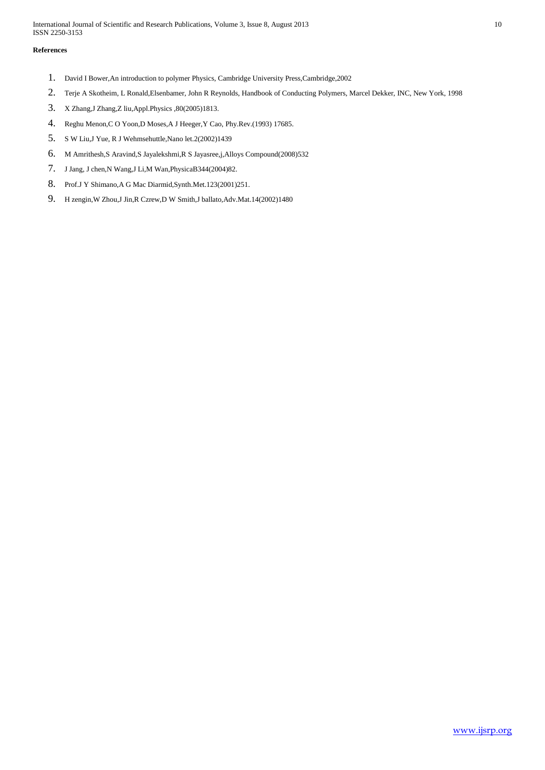**References**

1. David I Bower,An introduction to polymer Physics, Cambridge University Press,Cambridge,2002
2. Terje A Skotheim, L Ronald,Elsenbamer, John R Reynolds, Handbook of Conducting Polymers, Marcel Dekker, INC, New York, 1998
3. X Zhang,J Zhang,Z liu,Appl.Physics ,80(2005)1813.
4. Reghu Menon,C O Yoon,D Moses,A J Heeger,Y Cao, Phy.Rev.(1993) 17685.
5. S W Liu,J Yue, R J Wehmsehuttle,Nano let.2(2002)1439
6. M Amrithesh,S Aravind,S Jayalekshmi,R S Jayasree,j,Alloys Compound(2008)532
7. J Jang, J chen,N Wang,J Li,M Wan,PhysicaB344(2004)82.
8. Prof.J Y Shimano,A G Mac Diarmid,Synth.Met.123(2001)251.
9. H zengin,W Zhou,J Jin,R Czrew,D W Smith,J ballato,Adv.Mat.14(2002)1480